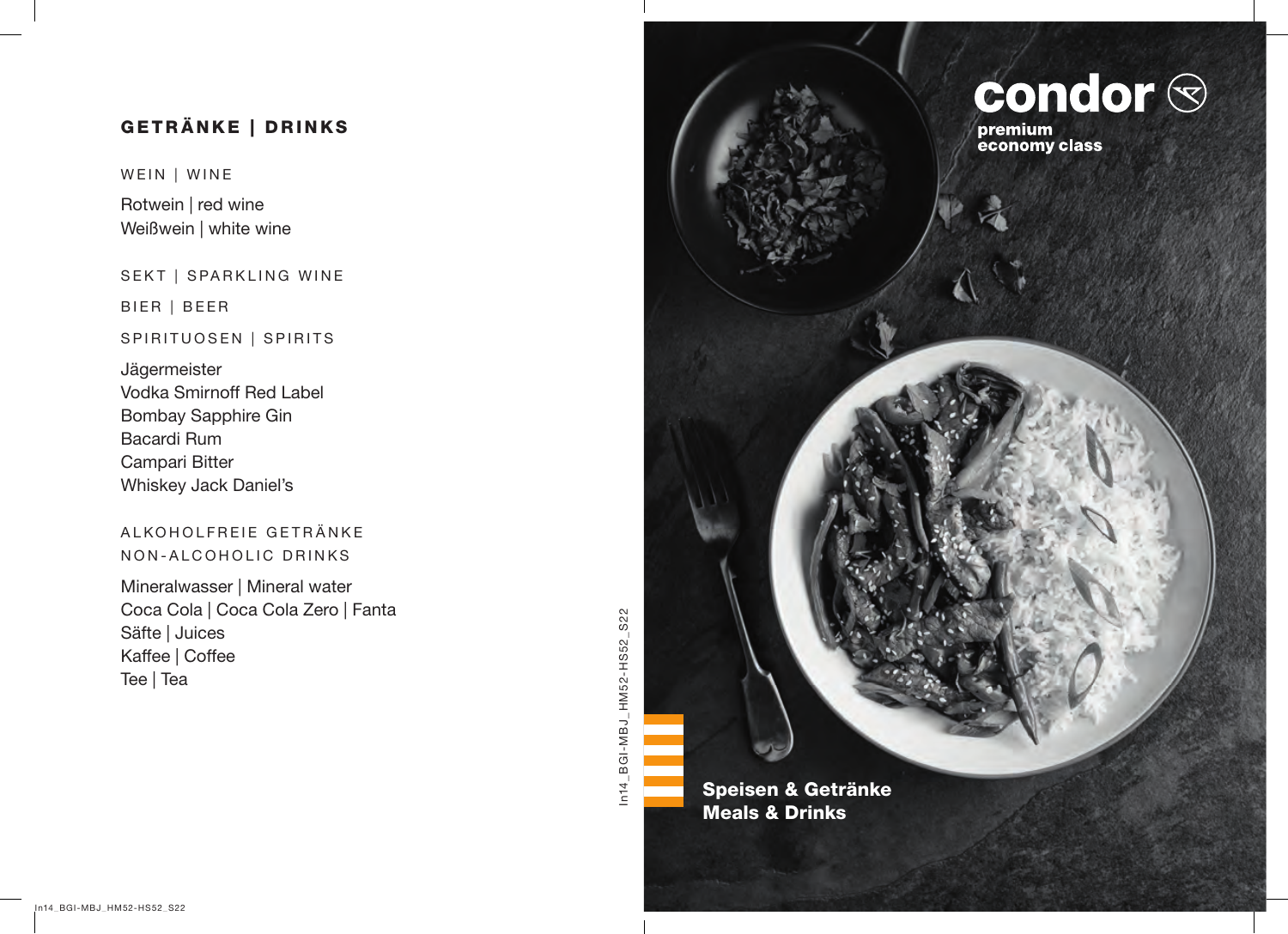## GETRÄNKE | DRINKS

WEIN | WINE

Rotwein | red wine
Weißwein | white wine

SEKT | SPARKLING WINE

BIER | BEER

SPIRITUOSEN | SPIRITS

Jägermeister
Vodka Smirnoff Red Label
Bombay Sapphire Gin
Bacardi Rum
Campari Bitter
Whiskey Jack Daniel's

ALKOHOLFREIE GETRÄNKE
NON-ALCOHOLIC DRINKS

Mineralwasser | Mineral water
Coca Cola | Coca Cola Zero | Fanta
Säfte | Juices
Kaffee | Coffee
Tee | Tea

In14_BGI-MBJ_HM52-HS52_S22

# condor

**premium economy class**

**Speisen & Getränke**
**Meals & Drinks**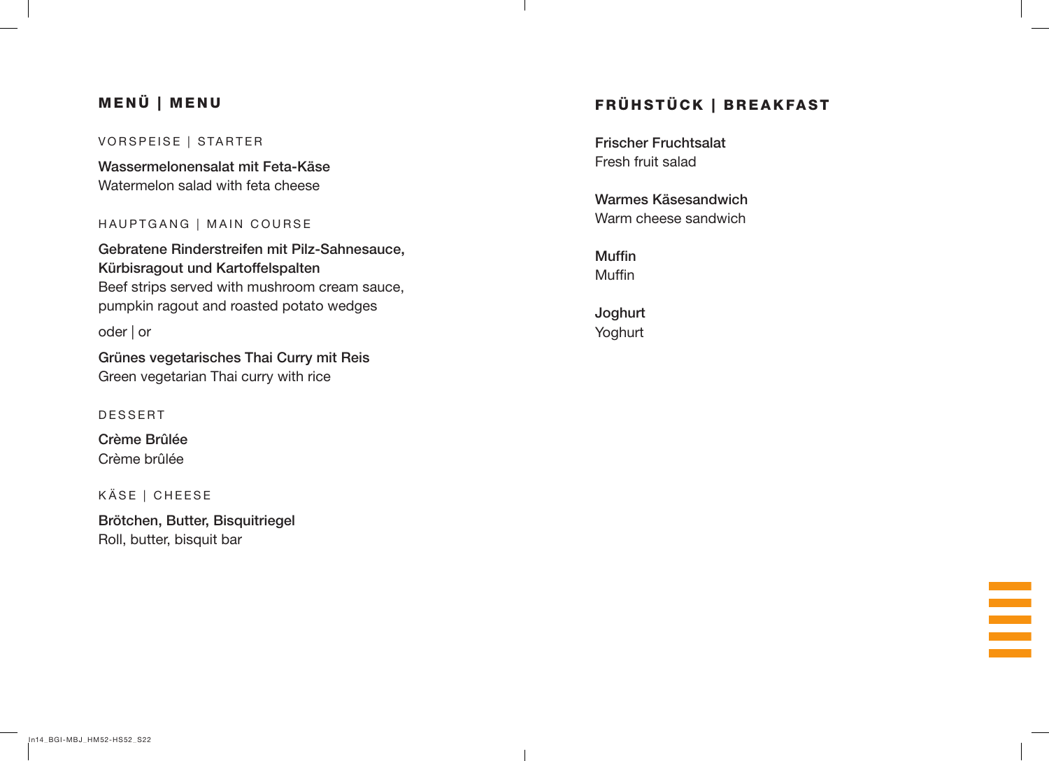## MENÜ | MENU

### VORSPEISE | STARTER

**Wassermelonensalat mit Feta-Käse**
Watermelon salad with feta cheese

### HAUPTGANG | MAIN COURSE

**Gebratene Rinderstreifen mit Pilz-Sahnesauce, Kürbisragout und Kartoffelspalten**
Beef strips served with mushroom cream sauce, pumpkin ragout and roasted potato wedges

oder | or

**Grünes vegetarisches Thai Curry mit Reis**
Green vegetarian Thai curry with rice

### DESSERT

**Crème Brûlée**
Crème brûlée

### KÄSE | CHEESE

**Brötchen, Butter, Bisquitriegel**
Roll, butter, bisquit bar

## FRÜHSTÜCK | BREAKFAST

**Frischer Fruchtsalat**
Fresh fruit salad

**Warmes Käsesandwich**
Warm cheese sandwich

**Muffin**
Muffin

**Joghurt**
Yoghurt